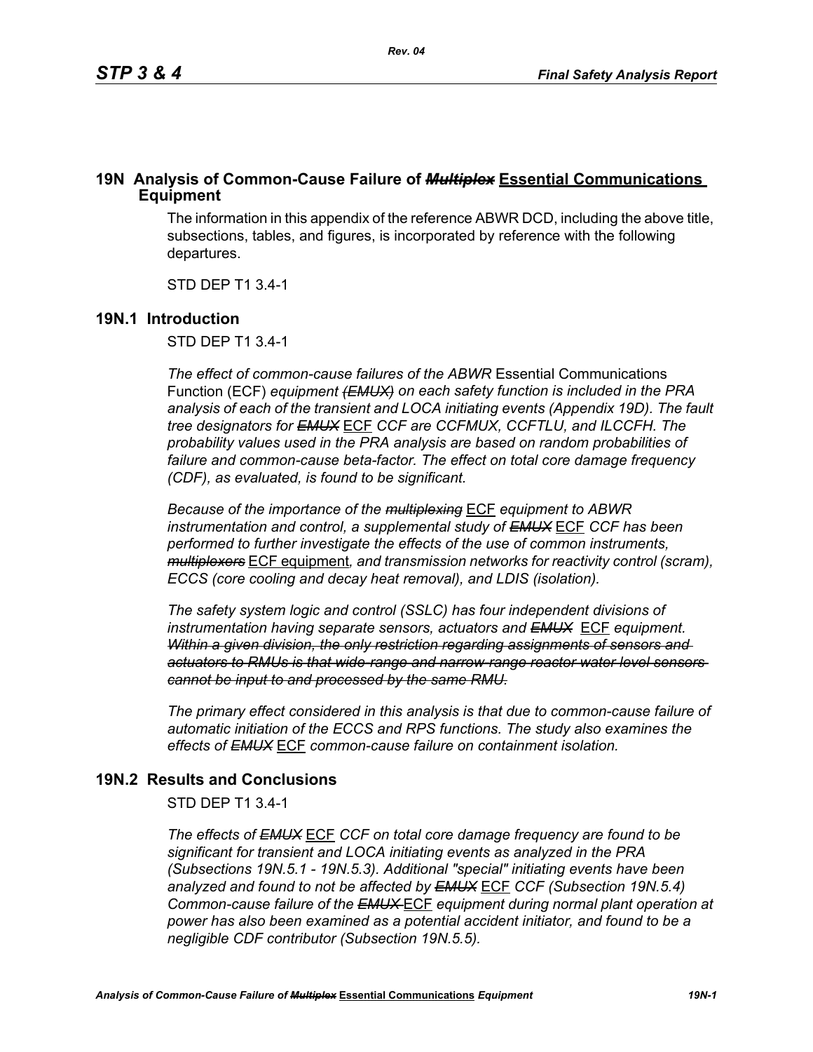## 19N Analysis of Common-Cause Failure of ~~*Multiplex*~~ Essential Communications Equipment

The information in this appendix of the reference ABWR DCD, including the above title, subsections, tables, and figures, is incorporated by reference with the following departures.

STD DEP T1 3.4-1

## 19N.1 Introduction

STD DEP T1 3.4-1

*The effect of common-cause failures of the ABWR* Essential Communications Function (ECF) *equipment* ~~*(EMUX)*~~ *on each safety function is included in the PRA analysis of each of the transient and LOCA initiating events (Appendix 19D). The fault tree designators for* ~~*EMUX*~~ ECF *CCF are CCFMUX, CCFTLU, and ILCCFH. The probability values used in the PRA analysis are based on random probabilities of failure and common-cause beta-factor. The effect on total core damage frequency (CDF), as evaluated, is found to be significant.*

*Because of the importance of the* ~~*multiplexing*~~ ECF *equipment to ABWR instrumentation and control, a supplemental study of* ~~*EMUX*~~ ECF *CCF has been performed to further investigate the effects of the use of common instruments,* ~~*multiplexers*~~ ECF equipment*, and transmission networks for reactivity control (scram), ECCS (core cooling and decay heat removal), and LDIS (isolation).*

*The safety system logic and control (SSLC) has four independent divisions of instrumentation having separate sensors, actuators and* ~~*EMUX*~~ ECF *equipment.* ~~*Within a given division, the only restriction regarding assignments of sensors and actuators to RMUs is that wide-range and narrow-range reactor water level sensors cannot be input to and processed by the same RMU.*~~

*The primary effect considered in this analysis is that due to common-cause failure of automatic initiation of the ECCS and RPS functions. The study also examines the effects of* ~~*EMUX*~~ ECF *common-cause failure on containment isolation.*

## 19N.2 Results and Conclusions

STD DEP T1 3.4-1

*The effects of* ~~*EMUX*~~ ECF *CCF on total core damage frequency are found to be significant for transient and LOCA initiating events as analyzed in the PRA (Subsections 19N.5.1 - 19N.5.3). Additional "special" initiating events have been analyzed and found to not be affected by* ~~*EMUX*~~ ECF *CCF (Subsection 19N.5.4) Common-cause failure of the* ~~*EMUX*~~ ECF *equipment during normal plant operation at power has also been examined as a potential accident initiator, and found to be a negligible CDF contributor (Subsection 19N.5.5).*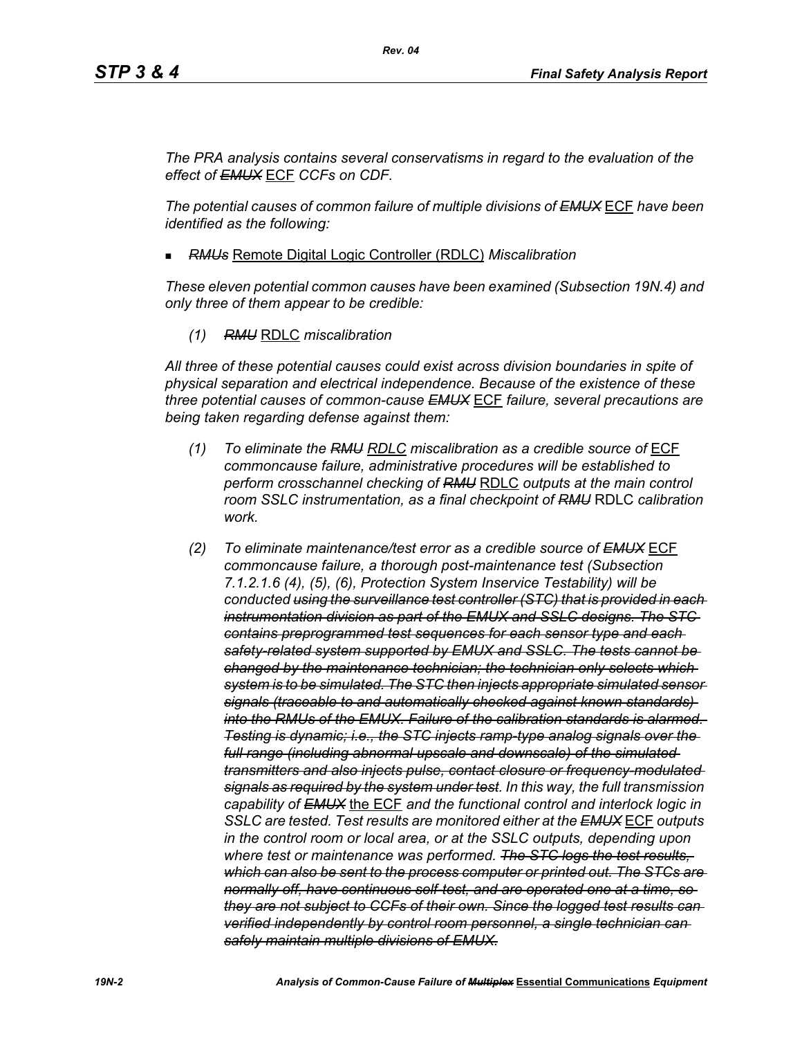*The PRA analysis contains several conservatisms in regard to the evaluation of the effect of ~~EMUX~~ ECF CCFs on CDF.*

*The potential causes of common failure of multiple divisions of ~~EMUX~~ ECF have been identified as the following:*

- *~~RMUs~~ Remote Digital Logic Controller (RDLC) Miscalibration*

*These eleven potential common causes have been examined (Subsection 19N.4) and only three of them appear to be credible:*

*(1) ~~RMU~~ RDLC miscalibration*

*All three of these potential causes could exist across division boundaries in spite of physical separation and electrical independence. Because of the existence of these three potential causes of common-cause ~~EMUX~~ ECF failure, several precautions are being taken regarding defense against them:*

*(1) To eliminate the ~~RMU~~ RDLC miscalibration as a credible source of ECF commoncause failure, administrative procedures will be established to perform crosschannel checking of ~~RMU~~ RDLC outputs at the main control room SSLC instrumentation, as a final checkpoint of ~~RMU~~ RDLC calibration work.*

*(2) To eliminate maintenance/test error as a credible source of ~~EMUX~~ ECF commoncause failure, a thorough post-maintenance test (Subsection 7.1.2.1.6 (4), (5), (6), Protection System Inservice Testability) will be conducted ~~using the surveillance test controller (STC) that is provided in each instrumentation division as part of the EMUX and SSLC designs. The STC contains preprogrammed test sequences for each sensor type and each safety-related system supported by EMUX and SSLC. The tests cannot be changed by the maintenance technician; the technician only selects which system is to be simulated. The STC then injects appropriate simulated sensor signals (traceable to and automatically checked against known standards) into the RMUs of the EMUX. Failure of the calibration standards is alarmed. Testing is dynamic; i.e., the STC injects ramp-type analog signals over the full range (including abnormal upscale and downscale) of the simulated transmitters and also injects pulse, contact closure or frequency-modulated signals as required by the system under test~~. In this way, the full transmission capability of ~~EMUX~~ the ECF and the functional control and interlock logic in SSLC are tested. Test results are monitored either at the ~~EMUX~~ ECF outputs in the control room or local area, or at the SSLC outputs, depending upon where test or maintenance was performed. ~~The STC logs the test results, which can also be sent to the process computer or printed out. The STCs are normally off, have continuous self-test, and are operated one at a time, so they are not subject to CCFs of their own. Since the logged test results can verified independently by control room personnel, a single technician can safely maintain multiple divisions of EMUX.~~*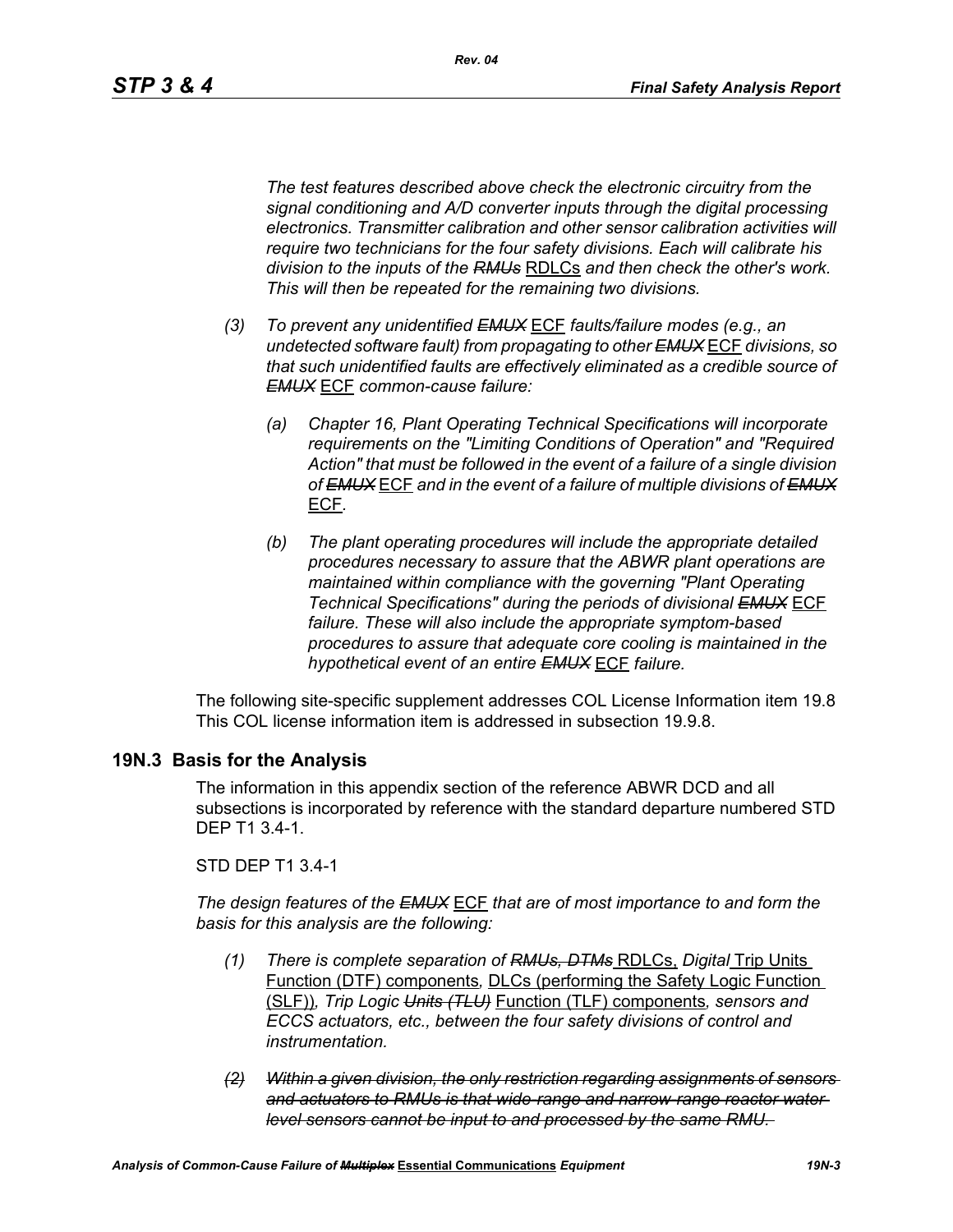*The test features described above check the electronic circuitry from the signal conditioning and A/D converter inputs through the digital processing electronics. Transmitter calibration and other sensor calibration activities will require two technicians for the four safety divisions. Each will calibrate his division to the inputs of the ~~RMUs~~* <u>RDLCs</u> *and then check the other's work. This will then be repeated for the remaining two divisions.*

*(3) To prevent any unidentified ~~EMUX~~* <u>ECF</u> *faults/failure modes (e.g., an undetected software fault) from propagating to other ~~EMUX~~* <u>ECF</u> *divisions, so that such unidentified faults are effectively eliminated as a credible source of ~~EMUX~~* <u>ECF</u> *common-cause failure:*

*(a) Chapter 16, Plant Operating Technical Specifications will incorporate requirements on the "Limiting Conditions of Operation" and "Required Action" that must be followed in the event of a failure of a single division of ~~EMUX~~* <u>ECF</u> *and in the event of a failure of multiple divisions of ~~EMUX~~* <u>ECF</u>*.*

*(b) The plant operating procedures will include the appropriate detailed procedures necessary to assure that the ABWR plant operations are maintained within compliance with the governing "Plant Operating Technical Specifications" during the periods of divisional ~~EMUX~~* <u>ECF</u> *failure. These will also include the appropriate symptom-based procedures to assure that adequate core cooling is maintained in the hypothetical event of an entire ~~EMUX~~* <u>ECF</u> *failure.*

The following site-specific supplement addresses COL License Information item 19.8 This COL license information item is addressed in subsection 19.9.8.

## 19N.3 Basis for the Analysis

The information in this appendix section of the reference ABWR DCD and all subsections is incorporated by reference with the standard departure numbered STD DEP T1 3.4-1.

STD DEP T1 3.4-1

*The design features of the ~~EMUX~~* <u>ECF</u> *that are of most importance to and form the basis for this analysis are the following:*

*(1) There is complete separation of ~~RMUs, DTMs~~* <u>RDLCs,</u> *Digital* <u>Trip Units Function (DTF) components</u>*,* <u>DLCs (performing the Safety Logic Function (SLF))</u>*, Trip Logic ~~Units (TLU)~~* <u>Function (TLF) components</u>*, sensors and ECCS actuators, etc., between the four safety divisions of control and instrumentation.*

~~*(2) Within a given division, the only restriction regarding assignments of sensors and actuators to RMUs is that wide-range and narrow-range reactor water level sensors cannot be input to and processed by the same RMU.*~~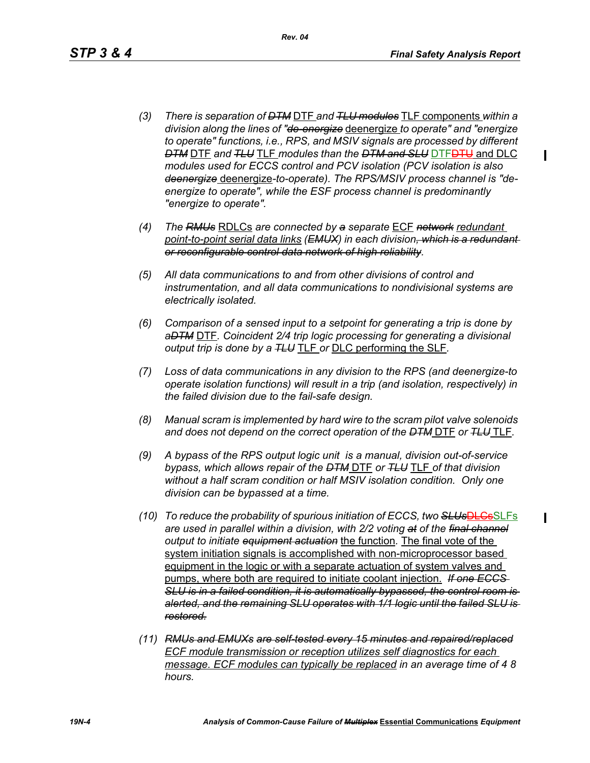(3) There is separation of ~~DTM~~ DTF and ~~TLU modules~~ TLF components within a division along the lines of "~~de-energize~~ deenergize to operate" and "energize to operate" functions, i.e., RPS, and MSIV signals are processed by different ~~DTM~~ DTF and ~~TLU~~ TLF modules than the ~~DTM and SLU~~ DTF~~DTU~~ and DLC modules used for ECCS control and PCV isolation (PCV isolation is also ~~deenergize~~ deenergize-to-operate). The RPS/MSIV process channel is "de-energize to operate", while the ESF process channel is predominantly "energize to operate".

(4) The ~~RMUs~~ RDLCs are connected by ~~a~~ separate ECF ~~network~~ redundant point-to-point serial data links (~~EMUX~~) in each division~~, which is a redundant or reconfigurable control data network of high reliability~~.

(5) All data communications to and from other divisions of control and instrumentation, and all data communications to nondivisional systems are electrically isolated.

(6) Comparison of a sensed input to a setpoint for generating a trip is done by a~~DTM~~ DTF. Coincident 2/4 trip logic processing for generating a divisional output trip is done by a ~~TLU~~ TLF or DLC performing the SLF.

(7) Loss of data communications in any division to the RPS (and deenergize-to operate isolation functions) will result in a trip (and isolation, respectively) in the failed division due to the fail-safe design.

(8) Manual scram is implemented by hard wire to the scram pilot valve solenoids and does not depend on the correct operation of the ~~DTM~~ DTF or ~~TLU~~ TLF.

(9) A bypass of the RPS output logic unit is a manual, division out-of-service bypass, which allows repair of the ~~DTM~~ DTF or ~~TLU~~ TLF of that division without a half scram condition or half MSIV isolation condition. Only one division can be bypassed at a time.

(10) To reduce the probability of spurious initiation of ECCS, two ~~SLUs~~~~DLCs~~SLFs are used in parallel within a division, with 2/2 voting ~~at~~ of the ~~final channel~~ output to initiate ~~equipment actuation~~ the function. The final vote of the system initiation signals is accomplished with non-microprocessor based equipment in the logic or with a separate actuation of system valves and pumps, where both are required to initiate coolant injection. ~~If one ECCS SLU is in a failed condition, it is automatically bypassed, the control room is alerted, and the remaining SLU operates with 1/1 logic until the failed SLU is restored.~~

(11) ~~RMUs and EMUXs are self-tested every 15 minutes and repaired/replaced~~ ECF module transmission or reception utilizes self diagnostics for each message. ECF modules can typically be replaced in an average time of 4 8 hours.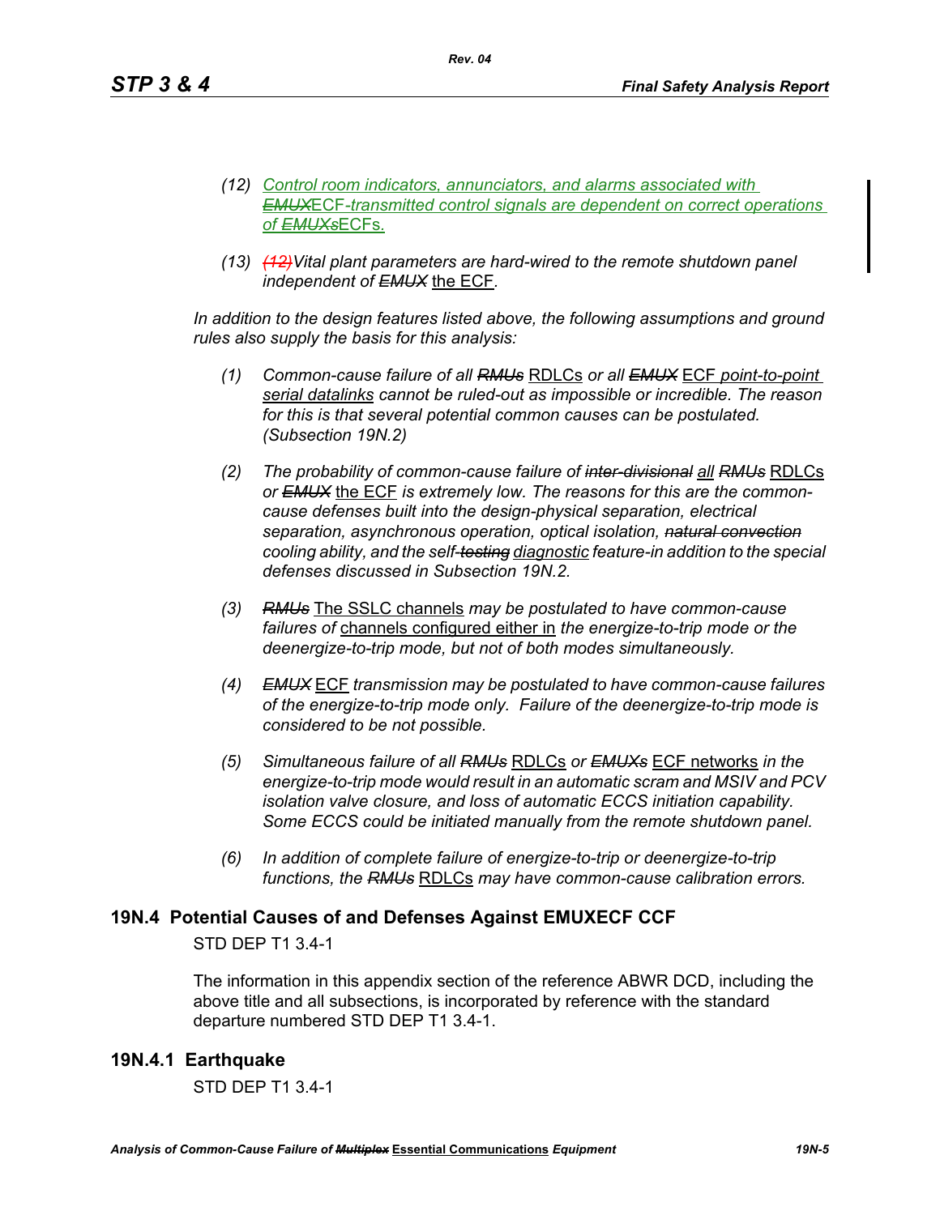*(12) Control room indicators, annunciators, and alarms associated with ~~EMUX~~ECF-transmitted control signals are dependent on correct operations of ~~EMUXs~~ECFs.*

*(13) ~~(12)~~Vital plant parameters are hard-wired to the remote shutdown panel independent of ~~EMUX~~* the ECF*.*

*In addition to the design features listed above, the following assumptions and ground rules also supply the basis for this analysis:*

*(1) Common-cause failure of all ~~RMUs~~* RDLCs *or all ~~EMUX~~* ECF *point-to-point serial datalinks cannot be ruled-out as impossible or incredible. The reason for this is that several potential common causes can be postulated. (Subsection 19N.2)*

*(2) The probability of common-cause failure of ~~inter-divisional~~ all ~~RMUs~~* RDLCs *or ~~EMUX~~* the ECF *is extremely low. The reasons for this are the common-cause defenses built into the design-physical separation, electrical separation, asynchronous operation, optical isolation, ~~natural convection~~ cooling ability, and the self-~~testing~~ diagnostic feature-in addition to the special defenses discussed in Subsection 19N.2.*

*(3) ~~RMUs~~* The SSLC channels *may be postulated to have common-cause failures of* channels configured either in *the energize-to-trip mode or the deenergize-to-trip mode, but not of both modes simultaneously.*

*(4) ~~EMUX~~* ECF *transmission may be postulated to have common-cause failures of the energize-to-trip mode only. Failure of the deenergize-to-trip mode is considered to be not possible.*

*(5) Simultaneous failure of all ~~RMUs~~* RDLCs *or ~~EMUXs~~* ECF networks *in the energize-to-trip mode would result in an automatic scram and MSIV and PCV isolation valve closure, and loss of automatic ECCS initiation capability. Some ECCS could be initiated manually from the remote shutdown panel.*

*(6) In addition of complete failure of energize-to-trip or deenergize-to-trip functions, the ~~RMUs~~* RDLCs *may have common-cause calibration errors.*

## 19N.4 Potential Causes of and Defenses Against EMUXECF CCF

STD DEP T1 3.4-1

The information in this appendix section of the reference ABWR DCD, including the above title and all subsections, is incorporated by reference with the standard departure numbered STD DEP T1 3.4-1.

### 19N.4.1 Earthquake

STD DEP T1 3.4-1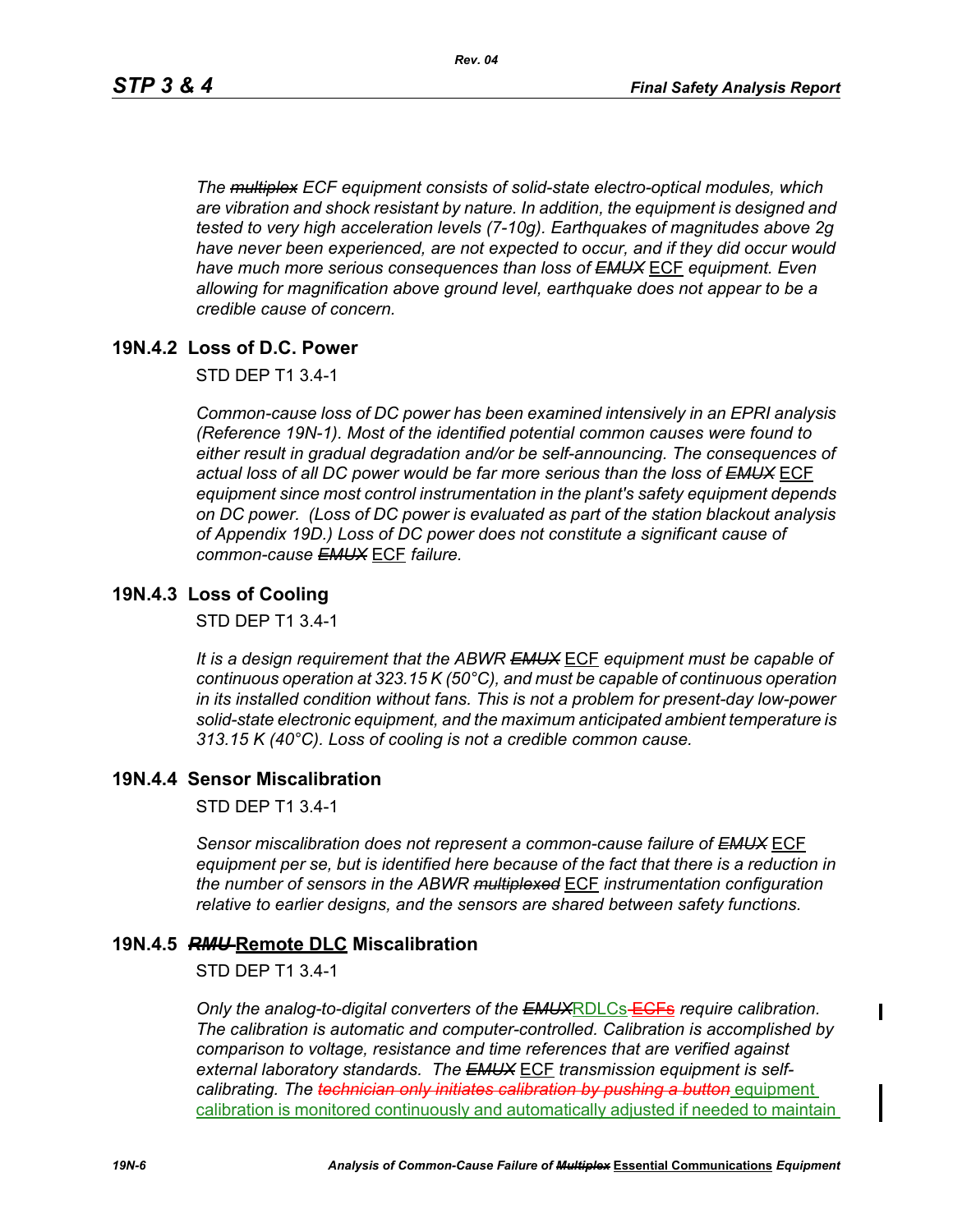*The ~~multiplex~~ ECF equipment consists of solid-state electro-optical modules, which are vibration and shock resistant by nature. In addition, the equipment is designed and tested to very high acceleration levels (7-10g). Earthquakes of magnitudes above 2g have never been experienced, are not expected to occur, and if they did occur would have much more serious consequences than loss of ~~EMUX~~ ECF equipment. Even allowing for magnification above ground level, earthquake does not appear to be a credible cause of concern.*

## 19N.4.2 Loss of D.C. Power

STD DEP T1 3.4-1

*Common-cause loss of DC power has been examined intensively in an EPRI analysis (Reference 19N-1). Most of the identified potential common causes were found to either result in gradual degradation and/or be self-announcing. The consequences of actual loss of all DC power would be far more serious than the loss of ~~EMUX~~ ECF equipment since most control instrumentation in the plant's safety equipment depends on DC power. (Loss of DC power is evaluated as part of the station blackout analysis of Appendix 19D.) Loss of DC power does not constitute a significant cause of common-cause ~~EMUX~~ ECF failure.*

## 19N.4.3 Loss of Cooling

STD DEP T1 3.4-1

*It is a design requirement that the ABWR ~~EMUX~~ ECF equipment must be capable of continuous operation at 323.15 K (50°C), and must be capable of continuous operation in its installed condition without fans. This is not a problem for present-day low-power solid-state electronic equipment, and the maximum anticipated ambient temperature is 313.15 K (40°C). Loss of cooling is not a credible common cause.*

## 19N.4.4 Sensor Miscalibration

STD DEP T1 3.4-1

*Sensor miscalibration does not represent a common-cause failure of ~~EMUX~~ ECF equipment per se, but is identified here because of the fact that there is a reduction in the number of sensors in the ABWR ~~multiplexed~~ ECF instrumentation configuration relative to earlier designs, and the sensors are shared between safety functions.*

## 19N.4.5 ~~RMU~~ Remote DLC Miscalibration

STD DEP T1 3.4-1

*Only the analog-to-digital converters of the ~~EMUX~~RDLCs ~~ECFs~~ require calibration. The calibration is automatic and computer-controlled. Calibration is accomplished by comparison to voltage, resistance and time references that are verified against external laboratory standards. The ~~EMUX~~ ECF transmission equipment is self-calibrating. The ~~technician only initiates calibration by pushing a button~~* equipment calibration is monitored continuously and automatically adjusted if needed to maintain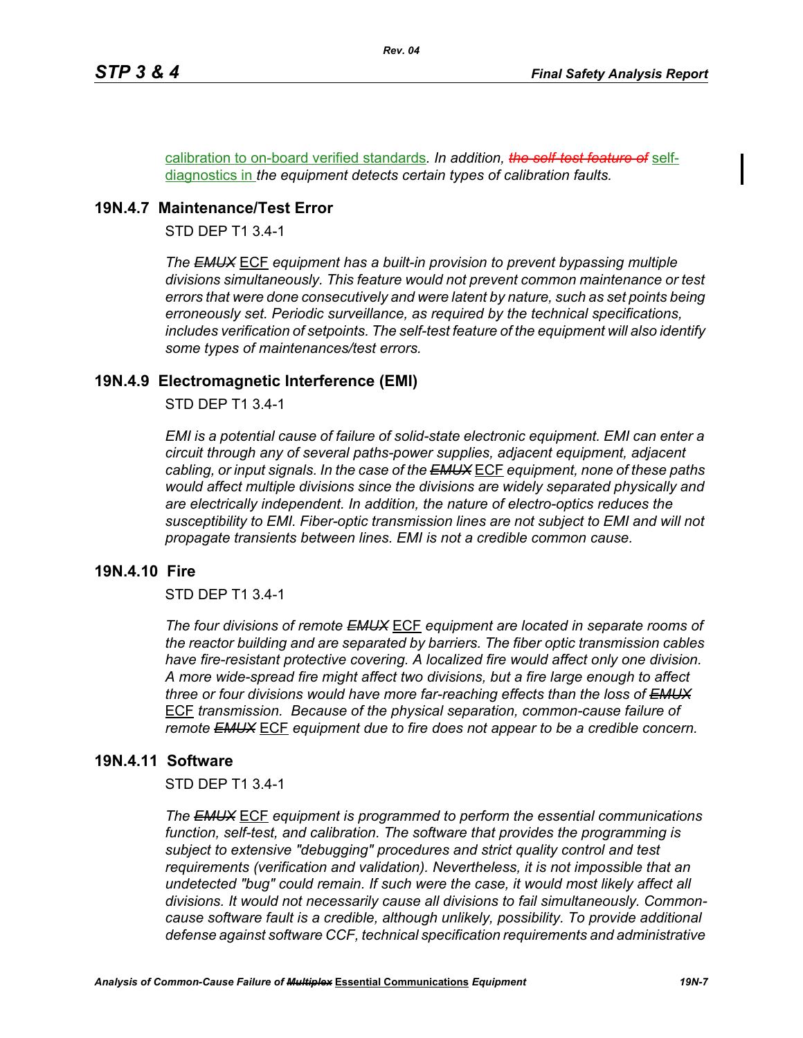calibration to on-board verified standards. *In addition,* ~~*the self-test feature of*~~ self-diagnostics in *the equipment detects certain types of calibration faults.*

## 19N.4.7 Maintenance/Test Error

STD DEP T1 3.4-1

*The* ~~*EMUX*~~ ECF *equipment has a built-in provision to prevent bypassing multiple divisions simultaneously. This feature would not prevent common maintenance or test errors that were done consecutively and were latent by nature, such as set points being erroneously set. Periodic surveillance, as required by the technical specifications, includes verification of setpoints. The self-test feature of the equipment will also identify some types of maintenances/test errors.*

## 19N.4.9 Electromagnetic Interference (EMI)

STD DEP T1 3.4-1

*EMI is a potential cause of failure of solid-state electronic equipment. EMI can enter a circuit through any of several paths-power supplies, adjacent equipment, adjacent cabling, or input signals. In the case of the* ~~*EMUX*~~ ECF *equipment, none of these paths would affect multiple divisions since the divisions are widely separated physically and are electrically independent. In addition, the nature of electro-optics reduces the susceptibility to EMI. Fiber-optic transmission lines are not subject to EMI and will not propagate transients between lines. EMI is not a credible common cause.*

## 19N.4.10 Fire

STD DEP T1 3.4-1

*The four divisions of remote* ~~*EMUX*~~ ECF *equipment are located in separate rooms of the reactor building and are separated by barriers. The fiber optic transmission cables have fire-resistant protective covering. A localized fire would affect only one division. A more wide-spread fire might affect two divisions, but a fire large enough to affect three or four divisions would have more far-reaching effects than the loss of* ~~*EMUX*~~ ECF *transmission. Because of the physical separation, common-cause failure of remote* ~~*EMUX*~~ ECF *equipment due to fire does not appear to be a credible concern.*

## 19N.4.11 Software

STD DEP T1 3.4-1

*The* ~~*EMUX*~~ ECF *equipment is programmed to perform the essential communications function, self-test, and calibration. The software that provides the programming is subject to extensive "debugging" procedures and strict quality control and test requirements (verification and validation). Nevertheless, it is not impossible that an undetected "bug" could remain. If such were the case, it would most likely affect all divisions. It would not necessarily cause all divisions to fail simultaneously. Common-cause software fault is a credible, although unlikely, possibility. To provide additional defense against software CCF, technical specification requirements and administrative*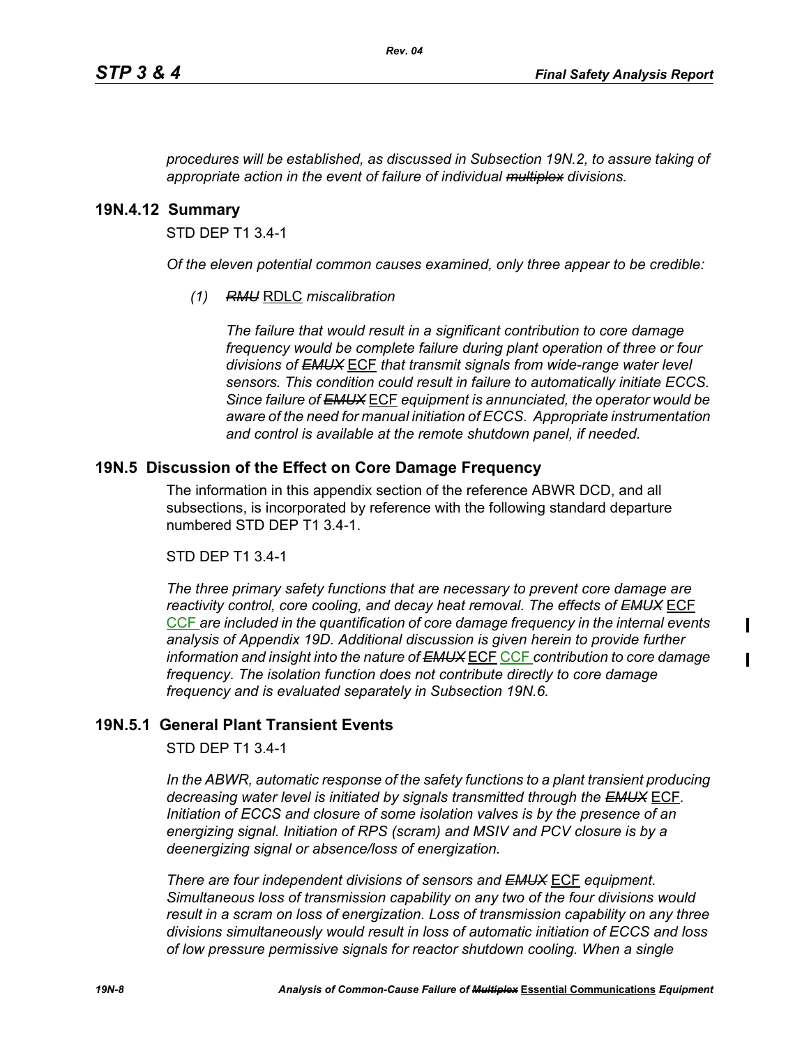*procedures will be established, as discussed in Subsection 19N.2, to assure taking of appropriate action in the event of failure of individual ~~multiplex~~ divisions.*

## 19N.4.12 Summary

STD DEP T1 3.4-1

*Of the eleven potential common causes examined, only three appear to be credible:*

*(1) ~~RMU~~* RDLC *miscalibration*

*The failure that would result in a significant contribution to core damage frequency would be complete failure during plant operation of three or four divisions of ~~EMUX~~* ECF *that transmit signals from wide-range water level sensors. This condition could result in failure to automatically initiate ECCS. Since failure of ~~EMUX~~* ECF *equipment is annunciated, the operator would be aware of the need for manual initiation of ECCS. Appropriate instrumentation and control is available at the remote shutdown panel, if needed.*

## 19N.5 Discussion of the Effect on Core Damage Frequency

The information in this appendix section of the reference ABWR DCD, and all subsections, is incorporated by reference with the following standard departure numbered STD DEP T1 3.4-1.

STD DEP T1 3.4-1

*The three primary safety functions that are necessary to prevent core damage are reactivity control, core cooling, and decay heat removal. The effects of ~~EMUX~~* ECF CCF *are included in the quantification of core damage frequency in the internal events analysis of Appendix 19D. Additional discussion is given herein to provide further information and insight into the nature of ~~EMUX~~* ECF CCF *contribution to core damage frequency. The isolation function does not contribute directly to core damage frequency and is evaluated separately in Subsection 19N.6.*

## 19N.5.1 General Plant Transient Events

STD DEP T1 3.4-1

*In the ABWR, automatic response of the safety functions to a plant transient producing decreasing water level is initiated by signals transmitted through the ~~EMUX~~* ECF*. Initiation of ECCS and closure of some isolation valves is by the presence of an energizing signal. Initiation of RPS (scram) and MSIV and PCV closure is by a deenergizing signal or absence/loss of energization.*

*There are four independent divisions of sensors and ~~EMUX~~* ECF *equipment. Simultaneous loss of transmission capability on any two of the four divisions would result in a scram on loss of energization. Loss of transmission capability on any three divisions simultaneously would result in loss of automatic initiation of ECCS and loss of low pressure permissive signals for reactor shutdown cooling. When a single*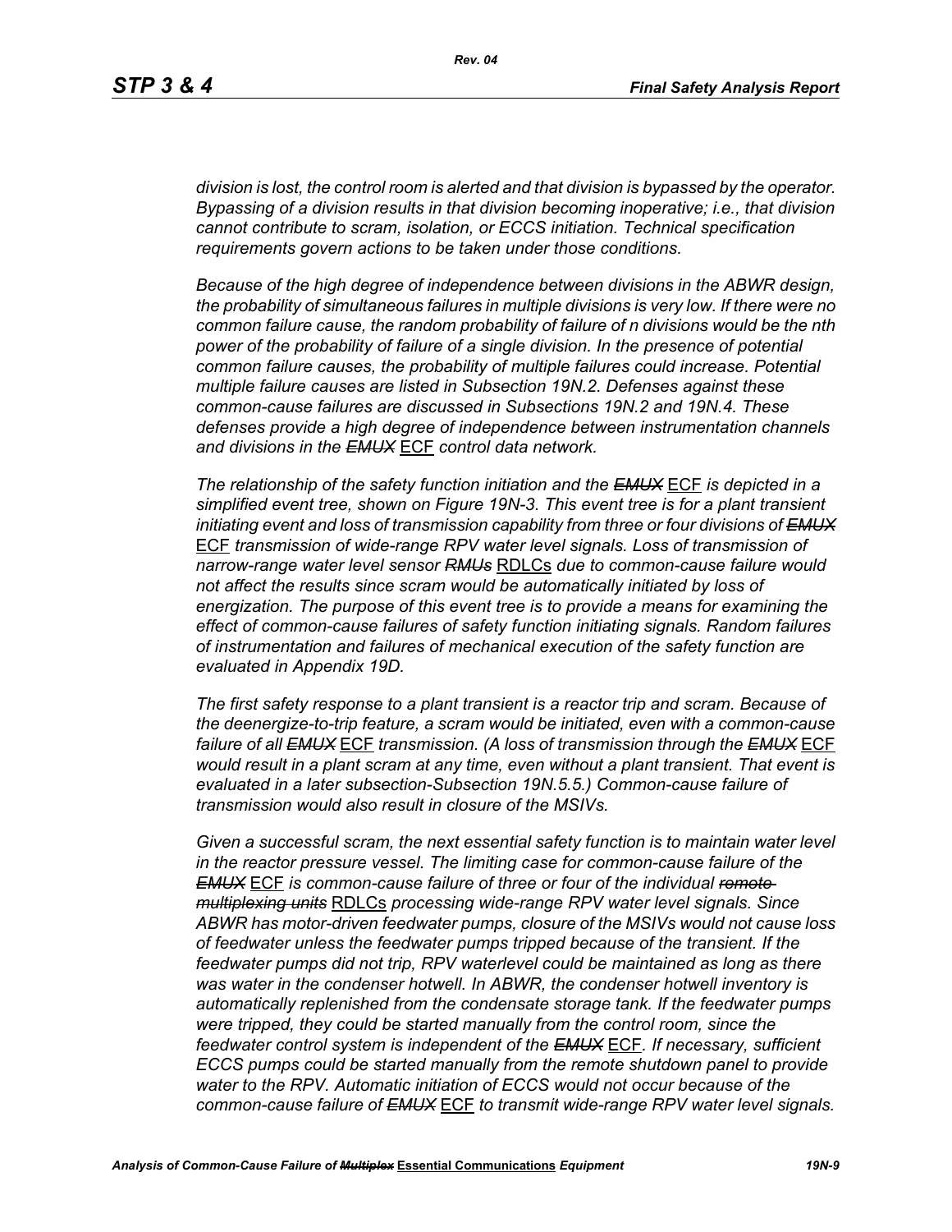*division is lost, the control room is alerted and that division is bypassed by the operator. Bypassing of a division results in that division becoming inoperative; i.e., that division cannot contribute to scram, isolation, or ECCS initiation. Technical specification requirements govern actions to be taken under those conditions.*

*Because of the high degree of independence between divisions in the ABWR design, the probability of simultaneous failures in multiple divisions is very low. If there were no common failure cause, the random probability of failure of n divisions would be the nth power of the probability of failure of a single division. In the presence of potential common failure causes, the probability of multiple failures could increase. Potential multiple failure causes are listed in Subsection 19N.2. Defenses against these common-cause failures are discussed in Subsections 19N.2 and 19N.4. These defenses provide a high degree of independence between instrumentation channels and divisions in the ~~EMUX~~* ECF *control data network.*

*The relationship of the safety function initiation and the ~~EMUX~~* ECF *is depicted in a simplified event tree, shown on Figure 19N-3. This event tree is for a plant transient initiating event and loss of transmission capability from three or four divisions of ~~EMUX~~* ECF *transmission of wide-range RPV water level signals. Loss of transmission of narrow-range water level sensor ~~RMUs~~* RDLCs *due to common-cause failure would not affect the results since scram would be automatically initiated by loss of energization. The purpose of this event tree is to provide a means for examining the effect of common-cause failures of safety function initiating signals. Random failures of instrumentation and failures of mechanical execution of the safety function are evaluated in Appendix 19D.*

*The first safety response to a plant transient is a reactor trip and scram. Because of the deenergize-to-trip feature, a scram would be initiated, even with a common-cause failure of all ~~EMUX~~* ECF *transmission. (A loss of transmission through the ~~EMUX~~* ECF *would result in a plant scram at any time, even without a plant transient. That event is evaluated in a later subsection-Subsection 19N.5.5.) Common-cause failure of transmission would also result in closure of the MSIVs.*

*Given a successful scram, the next essential safety function is to maintain water level in the reactor pressure vessel. The limiting case for common-cause failure of the ~~EMUX~~* ECF *is common-cause failure of three or four of the individual ~~remote multiplexing units~~* RDLCs *processing wide-range RPV water level signals. Since ABWR has motor-driven feedwater pumps, closure of the MSIVs would not cause loss of feedwater unless the feedwater pumps tripped because of the transient. If the feedwater pumps did not trip, RPV waterlevel could be maintained as long as there was water in the condenser hotwell. In ABWR, the condenser hotwell inventory is automatically replenished from the condensate storage tank. If the feedwater pumps were tripped, they could be started manually from the control room, since the feedwater control system is independent of the ~~EMUX~~* ECF*. If necessary, sufficient ECCS pumps could be started manually from the remote shutdown panel to provide water to the RPV. Automatic initiation of ECCS would not occur because of the common-cause failure of ~~EMUX~~* ECF *to transmit wide-range RPV water level signals.*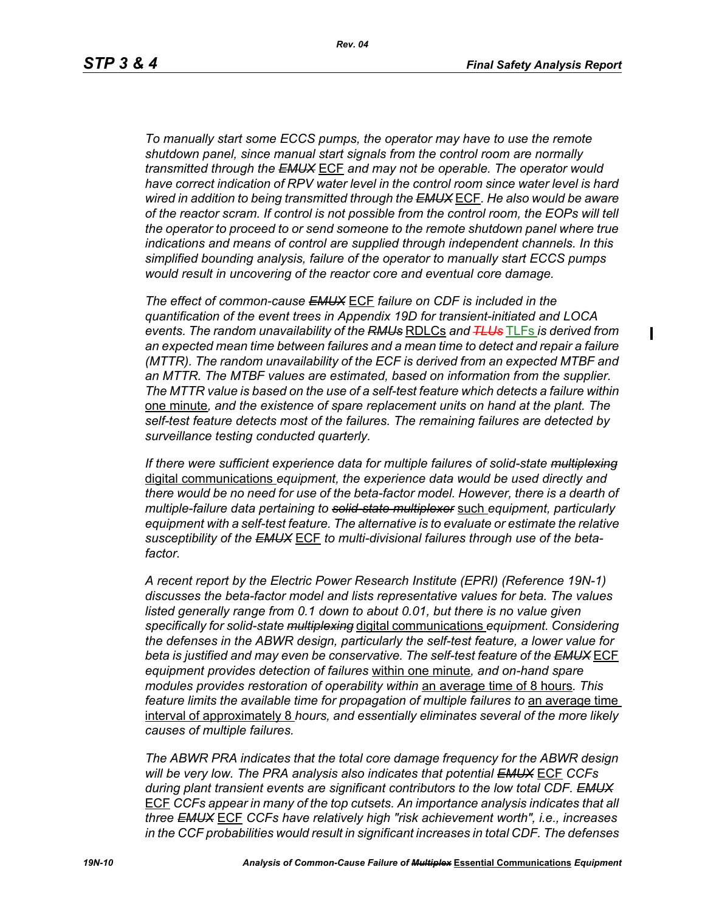*To manually start some ECCS pumps, the operator may have to use the remote shutdown panel, since manual start signals from the control room are normally transmitted through the ~~EMUX~~ ECF and may not be operable. The operator would have correct indication of RPV water level in the control room since water level is hard wired in addition to being transmitted through the ~~EMUX~~ ECF. He also would be aware of the reactor scram. If control is not possible from the control room, the EOPs will tell the operator to proceed to or send someone to the remote shutdown panel where true indications and means of control are supplied through independent channels. In this simplified bounding analysis, failure of the operator to manually start ECCS pumps would result in uncovering of the reactor core and eventual core damage.*

*The effect of common-cause ~~EMUX~~ ECF failure on CDF is included in the quantification of the event trees in Appendix 19D for transient-initiated and LOCA events. The random unavailability of the ~~RMUs~~ RDLCs and ~~TLUs~~ TLFs is derived from an expected mean time between failures and a mean time to detect and repair a failure (MTTR). The random unavailability of the ECF is derived from an expected MTBF and an MTTR. The MTBF values are estimated, based on information from the supplier. The MTTR value is based on the use of a self-test feature which detects a failure within one minute, and the existence of spare replacement units on hand at the plant. The self-test feature detects most of the failures. The remaining failures are detected by surveillance testing conducted quarterly.*

*If there were sufficient experience data for multiple failures of solid-state ~~multiplexing~~ digital communications equipment, the experience data would be used directly and there would be no need for use of the beta-factor model. However, there is a dearth of multiple-failure data pertaining to ~~solid-state multiplexer~~ such equipment, particularly equipment with a self-test feature. The alternative is to evaluate or estimate the relative susceptibility of the ~~EMUX~~ ECF to multi-divisional failures through use of the beta-factor.*

*A recent report by the Electric Power Research Institute (EPRI) (Reference 19N-1) discusses the beta-factor model and lists representative values for beta. The values listed generally range from 0.1 down to about 0.01, but there is no value given specifically for solid-state ~~multiplexing~~ digital communications equipment. Considering the defenses in the ABWR design, particularly the self-test feature, a lower value for beta is justified and may even be conservative. The self-test feature of the ~~EMUX~~ ECF equipment provides detection of failures within one minute, and on-hand spare modules provides restoration of operability within an average time of 8 hours. This feature limits the available time for propagation of multiple failures to an average time interval of approximately 8 hours, and essentially eliminates several of the more likely causes of multiple failures.*

*The ABWR PRA indicates that the total core damage frequency for the ABWR design will be very low. The PRA analysis also indicates that potential ~~EMUX~~ ECF CCFs during plant transient events are significant contributors to the low total CDF. ~~EMUX~~ ECF CCFs appear in many of the top cutsets. An importance analysis indicates that all three ~~EMUX~~ ECF CCFs have relatively high "risk achievement worth", i.e., increases in the CCF probabilities would result in significant increases in total CDF. The defenses*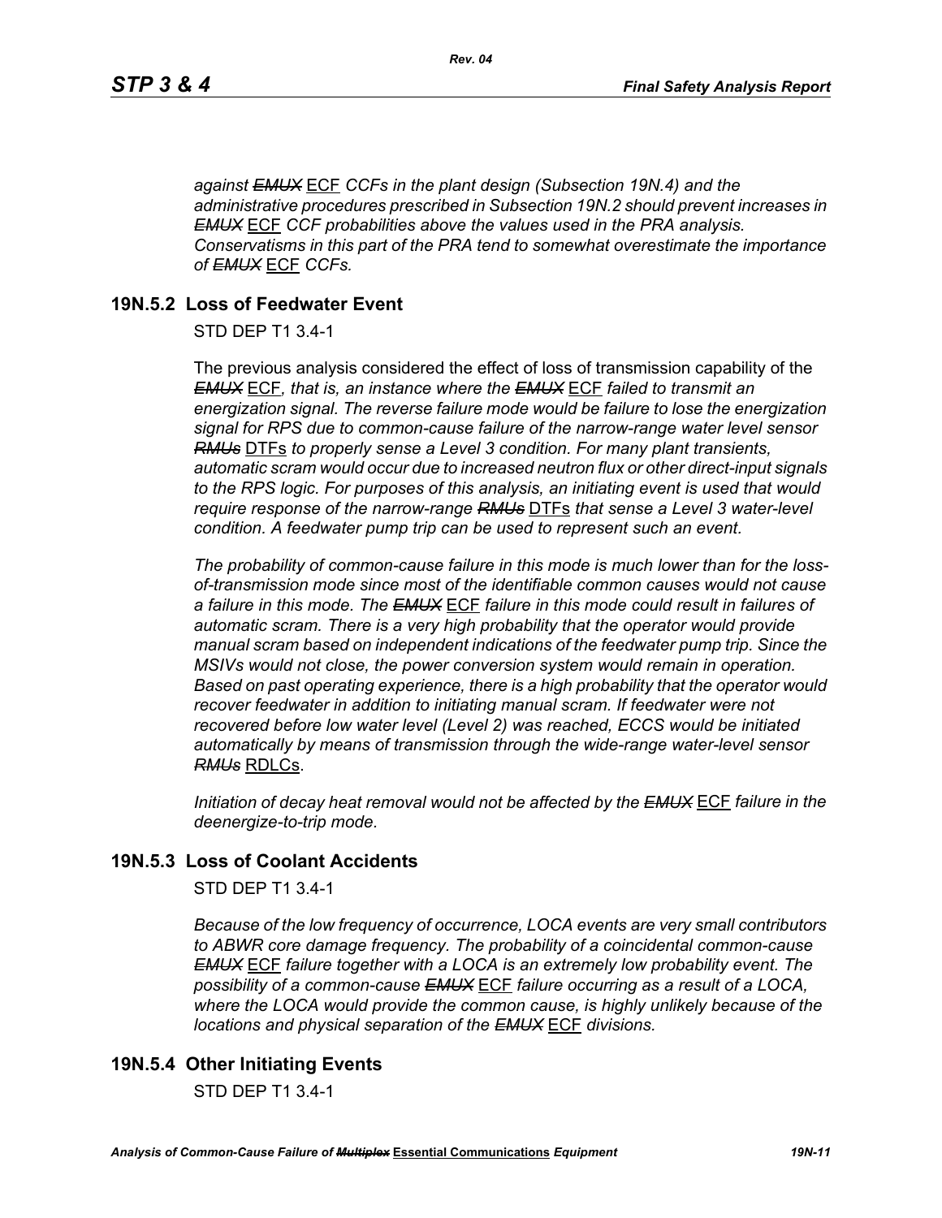*against ~~EMUX~~ ECF CCFs in the plant design (Subsection 19N.4) and the administrative procedures prescribed in Subsection 19N.2 should prevent increases in ~~EMUX~~ ECF CCF probabilities above the values used in the PRA analysis. Conservatisms in this part of the PRA tend to somewhat overestimate the importance of ~~EMUX~~ ECF CCFs.*

## 19N.5.2 Loss of Feedwater Event

STD DEP T1 3.4-1

The previous analysis considered the effect of loss of transmission capability of the *~~EMUX~~* ECF, *that is, an instance where the ~~EMUX~~* ECF *failed to transmit an energization signal. The reverse failure mode would be failure to lose the energization signal for RPS due to common-cause failure of the narrow-range water level sensor ~~RMUs~~* DTFs *to properly sense a Level 3 condition. For many plant transients, automatic scram would occur due to increased neutron flux or other direct-input signals to the RPS logic. For purposes of this analysis, an initiating event is used that would require response of the narrow-range ~~RMUs~~* DTFs *that sense a Level 3 water-level condition. A feedwater pump trip can be used to represent such an event.*

*The probability of common-cause failure in this mode is much lower than for the loss-of-transmission mode since most of the identifiable common causes would not cause a failure in this mode. The ~~EMUX~~* ECF *failure in this mode could result in failures of automatic scram. There is a very high probability that the operator would provide manual scram based on independent indications of the feedwater pump trip. Since the MSIVs would not close, the power conversion system would remain in operation. Based on past operating experience, there is a high probability that the operator would recover feedwater in addition to initiating manual scram. If feedwater were not recovered before low water level (Level 2) was reached, ECCS would be initiated automatically by means of transmission through the wide-range water-level sensor ~~RMUs~~* RDLCs.

*Initiation of decay heat removal would not be affected by the ~~EMUX~~* ECF *failure in the deenergize-to-trip mode.*

## 19N.5.3 Loss of Coolant Accidents

STD DEP T1 3.4-1

*Because of the low frequency of occurrence, LOCA events are very small contributors to ABWR core damage frequency. The probability of a coincidental common-cause ~~EMUX~~* ECF *failure together with a LOCA is an extremely low probability event. The possibility of a common-cause ~~EMUX~~* ECF *failure occurring as a result of a LOCA, where the LOCA would provide the common cause, is highly unlikely because of the locations and physical separation of the ~~EMUX~~* ECF *divisions.*

## 19N.5.4 Other Initiating Events

STD DEP T1 3.4-1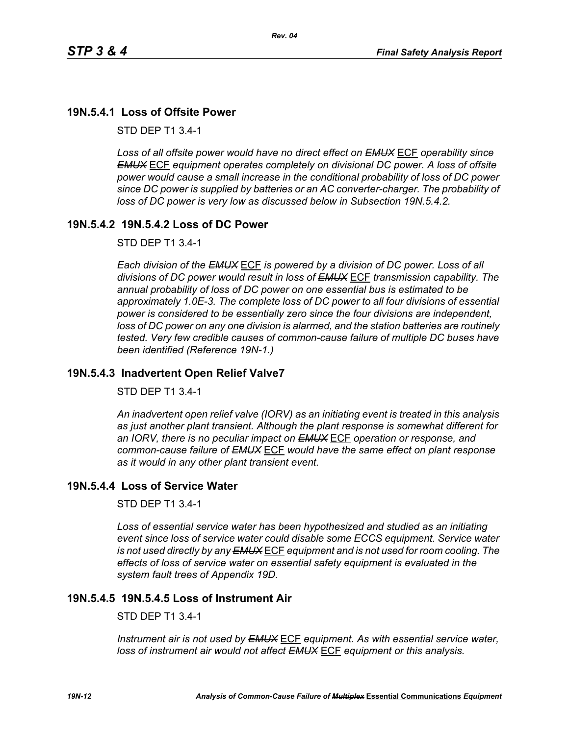## 19N.5.4.1 Loss of Offsite Power

STD DEP T1 3.4-1

*Loss of all offsite power would have no direct effect on ~~EMUX~~* ECF *operability since ~~EMUX~~* ECF *equipment operates completely on divisional DC power. A loss of offsite power would cause a small increase in the conditional probability of loss of DC power since DC power is supplied by batteries or an AC converter-charger. The probability of loss of DC power is very low as discussed below in Subsection 19N.5.4.2.*

## 19N.5.4.2 19N.5.4.2 Loss of DC Power

STD DEP T1 3.4-1

*Each division of the ~~EMUX~~* ECF *is powered by a division of DC power. Loss of all divisions of DC power would result in loss of ~~EMUX~~* ECF *transmission capability. The annual probability of loss of DC power on one essential bus is estimated to be approximately 1.0E-3. The complete loss of DC power to all four divisions of essential power is considered to be essentially zero since the four divisions are independent, loss of DC power on any one division is alarmed, and the station batteries are routinely tested. Very few credible causes of common-cause failure of multiple DC buses have been identified (Reference 19N-1.)*

## 19N.5.4.3 Inadvertent Open Relief Valve7

STD DEP T1 3.4-1

*An inadvertent open relief valve (IORV) as an initiating event is treated in this analysis as just another plant transient. Although the plant response is somewhat different for an IORV, there is no peculiar impact on ~~EMUX~~* ECF *operation or response, and common-cause failure of ~~EMUX~~* ECF *would have the same effect on plant response as it would in any other plant transient event.*

## 19N.5.4.4 Loss of Service Water

STD DEP T1 3.4-1

*Loss of essential service water has been hypothesized and studied as an initiating event since loss of service water could disable some ECCS equipment. Service water is not used directly by any ~~EMUX~~* ECF *equipment and is not used for room cooling. The effects of loss of service water on essential safety equipment is evaluated in the system fault trees of Appendix 19D.*

## 19N.5.4.5 19N.5.4.5 Loss of Instrument Air

STD DEP T1 3.4-1

*Instrument air is not used by ~~EMUX~~* ECF *equipment. As with essential service water, loss of instrument air would not affect ~~EMUX~~* ECF *equipment or this analysis.*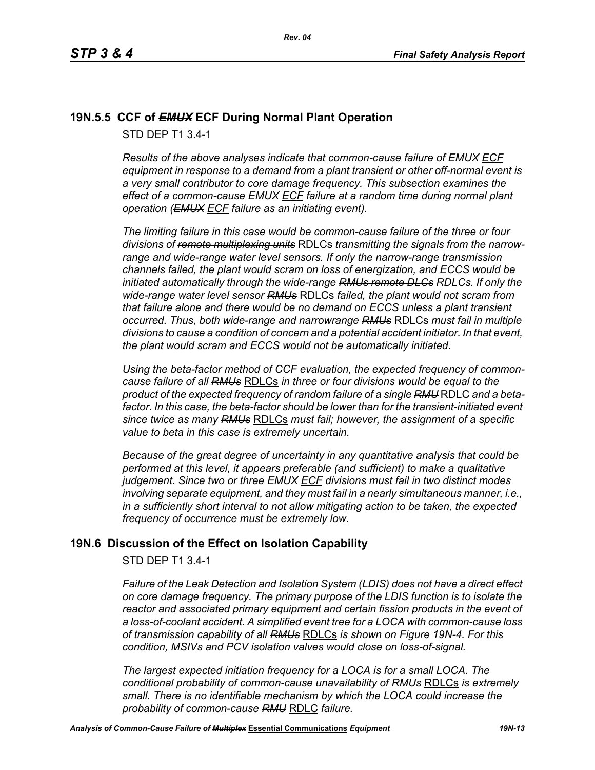## 19N.5.5 CCF of ~~*EMUX*~~ ECF During Normal Plant Operation

STD DEP T1 3.4-1

*Results of the above analyses indicate that common-cause failure of ~~EMUX~~ ECF equipment in response to a demand from a plant transient or other off-normal event is a very small contributor to core damage frequency. This subsection examines the effect of a common-cause ~~EMUX~~ ECF failure at a random time during normal plant operation (~~EMUX~~ ECF failure as an initiating event).*

*The limiting failure in this case would be common-cause failure of the three or four divisions of ~~remote multiplexing units~~* RDLCs *transmitting the signals from the narrow-range and wide-range water level sensors. If only the narrow-range transmission channels failed, the plant would scram on loss of energization, and ECCS would be initiated automatically through the wide-range ~~RMUs remote DLCs~~ RDLCs. If only the wide-range water level sensor ~~RMUs~~* RDLCs *failed, the plant would not scram from that failure alone and there would be no demand on ECCS unless a plant transient occurred. Thus, both wide-range and narrowrange ~~RMUs~~* RDLCs *must fail in multiple divisions to cause a condition of concern and a potential accident initiator. In that event, the plant would scram and ECCS would not be automatically initiated.*

*Using the beta-factor method of CCF evaluation, the expected frequency of common-cause failure of all ~~RMUs~~* RDLCs *in three or four divisions would be equal to the product of the expected frequency of random failure of a single ~~RMU~~* RDLC *and a beta-factor. In this case, the beta-factor should be lower than for the transient-initiated event since twice as many ~~RMUs~~* RDLCs *must fail; however, the assignment of a specific value to beta in this case is extremely uncertain.*

*Because of the great degree of uncertainty in any quantitative analysis that could be performed at this level, it appears preferable (and sufficient) to make a qualitative judgement. Since two or three ~~EMUX~~ ECF divisions must fail in two distinct modes involving separate equipment, and they must fail in a nearly simultaneous manner, i.e., in a sufficiently short interval to not allow mitigating action to be taken, the expected frequency of occurrence must be extremely low.*

# 19N.6 Discussion of the Effect on Isolation Capability

STD DEP T1 3.4-1

*Failure of the Leak Detection and Isolation System (LDIS) does not have a direct effect on core damage frequency. The primary purpose of the LDIS function is to isolate the reactor and associated primary equipment and certain fission products in the event of a loss-of-coolant accident. A simplified event tree for a LOCA with common-cause loss of transmission capability of all ~~RMUs~~* RDLCs *is shown on Figure 19N-4. For this condition, MSIVs and PCV isolation valves would close on loss-of-signal.*

*The largest expected initiation frequency for a LOCA is for a small LOCA. The conditional probability of common-cause unavailability of ~~RMUs~~* RDLCs *is extremely small. There is no identifiable mechanism by which the LOCA could increase the probability of common-cause ~~RMU~~* RDLC *failure.*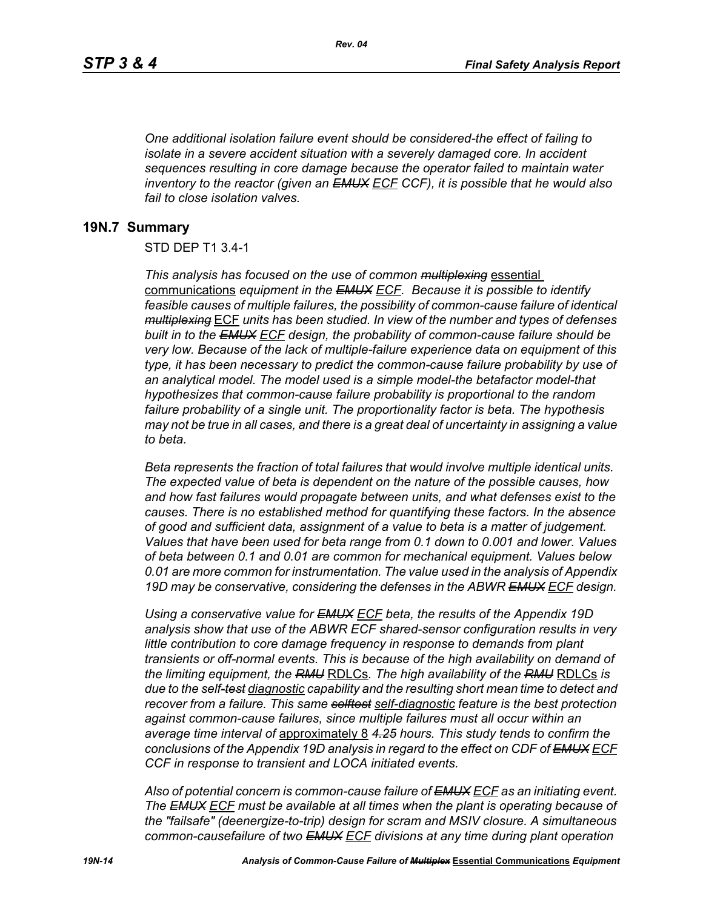*One additional isolation failure event should be considered-the effect of failing to isolate in a severe accident situation with a severely damaged core. In accident sequences resulting in core damage because the operator failed to maintain water inventory to the reactor (given an ~~EMUX~~ ECF CCF), it is possible that he would also fail to close isolation valves.*

## 19N.7 Summary

STD DEP T1 3.4-1

*This analysis has focused on the use of common ~~multiplexing~~* essential communications *equipment in the ~~EMUX~~ ECF. Because it is possible to identify feasible causes of multiple failures, the possibility of common-cause failure of identical ~~multiplexing~~* ECF *units has been studied. In view of the number and types of defenses built in to the ~~EMUX~~ ECF design, the probability of common-cause failure should be very low. Because of the lack of multiple-failure experience data on equipment of this type, it has been necessary to predict the common-cause failure probability by use of an analytical model. The model used is a simple model-the betafactor model-that hypothesizes that common-cause failure probability is proportional to the random failure probability of a single unit. The proportionality factor is beta. The hypothesis may not be true in all cases, and there is a great deal of uncertainty in assigning a value to beta.*

*Beta represents the fraction of total failures that would involve multiple identical units. The expected value of beta is dependent on the nature of the possible causes, how and how fast failures would propagate between units, and what defenses exist to the causes. There is no established method for quantifying these factors. In the absence of good and sufficient data, assignment of a value to beta is a matter of judgement. Values that have been used for beta range from 0.1 down to 0.001 and lower. Values of beta between 0.1 and 0.01 are common for mechanical equipment. Values below 0.01 are more common for instrumentation. The value used in the analysis of Appendix 19D may be conservative, considering the defenses in the ABWR ~~EMUX~~ ECF design.*

*Using a conservative value for ~~EMUX~~ ECF beta, the results of the Appendix 19D analysis show that use of the ABWR ECF shared-sensor configuration results in very little contribution to core damage frequency in response to demands from plant transients or off-normal events. This is because of the high availability on demand of the limiting equipment, the ~~RMU~~* RDLCs*. The high availability of the ~~RMU~~* RDLCs *is due to the self~~-test~~ diagnostic capability and the resulting short mean time to detect and recover from a failure. This same ~~selftest~~ self-diagnostic feature is the best protection against common-cause failures, since multiple failures must all occur within an average time interval of* approximately 8 *~~4.25~~ hours. This study tends to confirm the conclusions of the Appendix 19D analysis in regard to the effect on CDF of ~~EMUX~~ ECF CCF in response to transient and LOCA initiated events.*

*Also of potential concern is common-cause failure of ~~EMUX~~ ECF as an initiating event. The ~~EMUX~~ ECF must be available at all times when the plant is operating because of the "failsafe" (deenergize-to-trip) design for scram and MSIV closure. A simultaneous common-causefailure of two ~~EMUX~~ ECF divisions at any time during plant operation*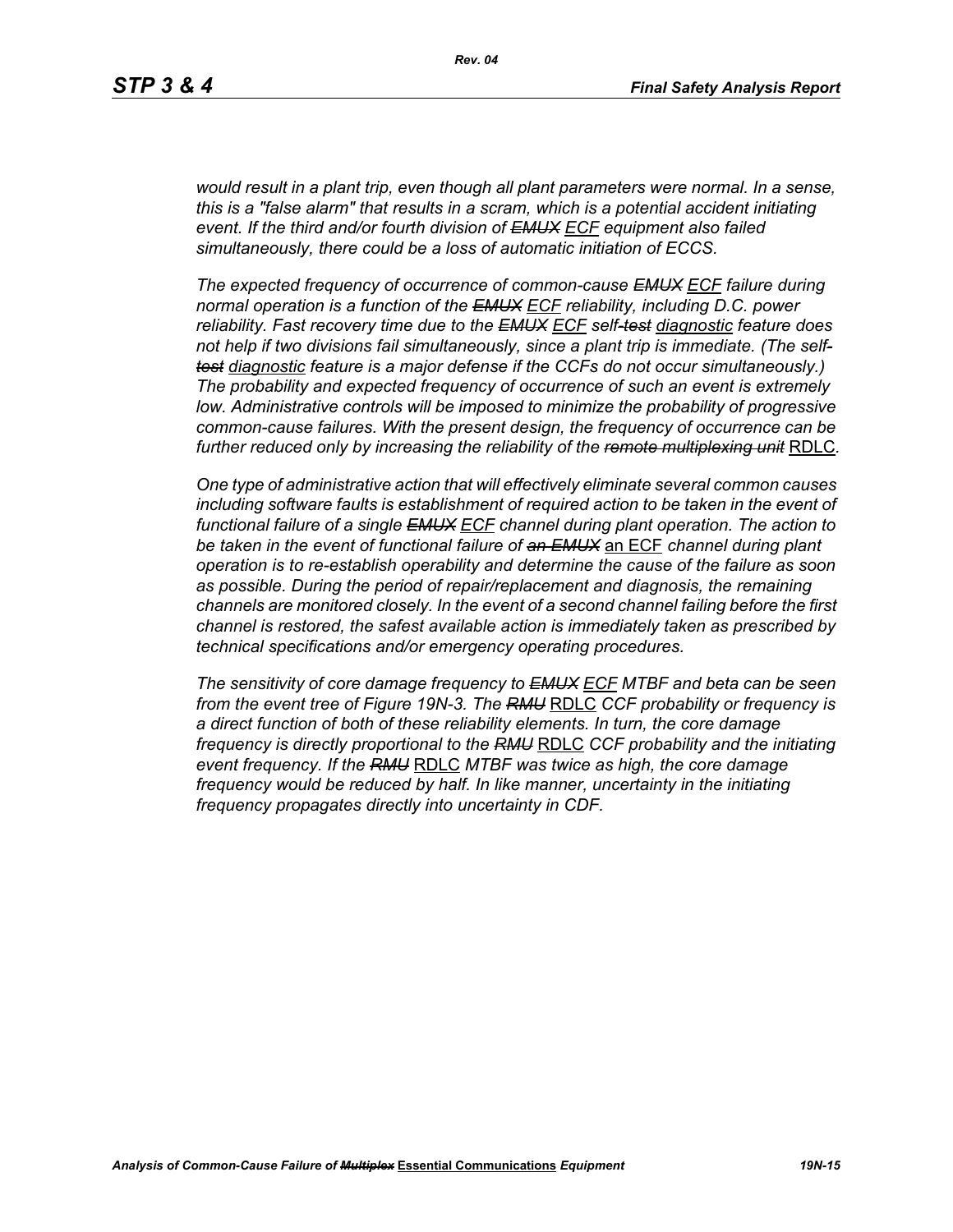*would result in a plant trip, even though all plant parameters were normal. In a sense, this is a "false alarm" that results in a scram, which is a potential accident initiating event. If the third and/or fourth division of ~~EMUX~~ ECF equipment also failed simultaneously, there could be a loss of automatic initiation of ECCS.*

*The expected frequency of occurrence of common-cause ~~EMUX~~ ECF failure during normal operation is a function of the ~~EMUX~~ ECF reliability, including D.C. power reliability. Fast recovery time due to the ~~EMUX~~ ECF self-~~test~~ diagnostic feature does not help if two divisions fail simultaneously, since a plant trip is immediate. (The self-~~test~~ diagnostic feature is a major defense if the CCFs do not occur simultaneously.) The probability and expected frequency of occurrence of such an event is extremely low. Administrative controls will be imposed to minimize the probability of progressive common-cause failures. With the present design, the frequency of occurrence can be further reduced only by increasing the reliability of the ~~remote multiplexing unit~~ RDLC.*

*One type of administrative action that will effectively eliminate several common causes including software faults is establishment of required action to be taken in the event of functional failure of a single ~~EMUX~~ ECF channel during plant operation. The action to be taken in the event of functional failure of ~~an EMUX~~ an ECF channel during plant operation is to re-establish operability and determine the cause of the failure as soon as possible. During the period of repair/replacement and diagnosis, the remaining channels are monitored closely. In the event of a second channel failing before the first channel is restored, the safest available action is immediately taken as prescribed by technical specifications and/or emergency operating procedures.*

*The sensitivity of core damage frequency to ~~EMUX~~ ECF MTBF and beta can be seen from the event tree of Figure 19N-3. The ~~RMU~~ RDLC CCF probability or frequency is a direct function of both of these reliability elements. In turn, the core damage frequency is directly proportional to the ~~RMU~~ RDLC CCF probability and the initiating event frequency. If the ~~RMU~~ RDLC MTBF was twice as high, the core damage frequency would be reduced by half. In like manner, uncertainty in the initiating frequency propagates directly into uncertainty in CDF.*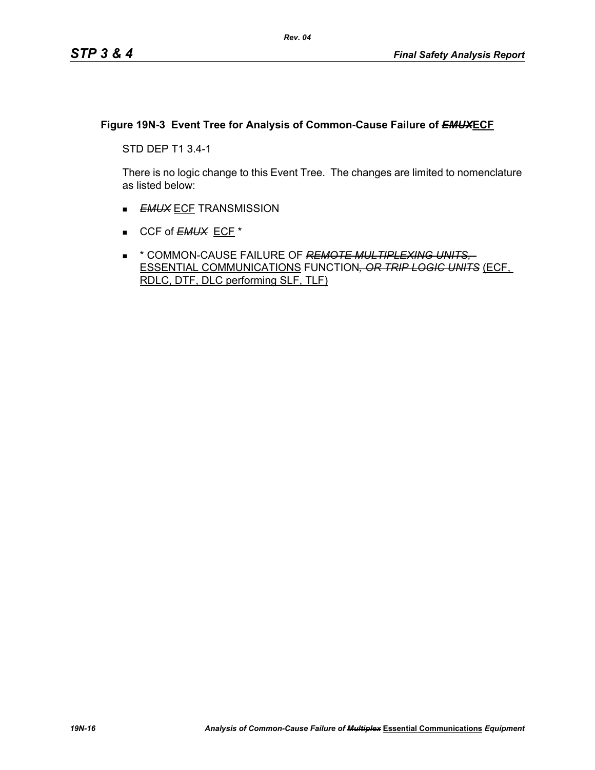**Figure 19N-3 Event Tree for Analysis of Common-Cause Failure of ~~*EMUX*~~ECF**

STD DEP T1 3.4-1

There is no logic change to this Event Tree. The changes are limited to nomenclature as listed below:

- ~~*EMUX*~~ ECF TRANSMISSION
- CCF of ~~*EMUX*~~ ECF *
- * COMMON-CAUSE FAILURE OF ~~*REMOTE MULTIPLEXING UNITS,*~~ ESSENTIAL COMMUNICATIONS FUNCTION~~*, OR TRIP LOGIC UNITS*~~ (ECF, RDLC, DTF, DLC performing SLF, TLF)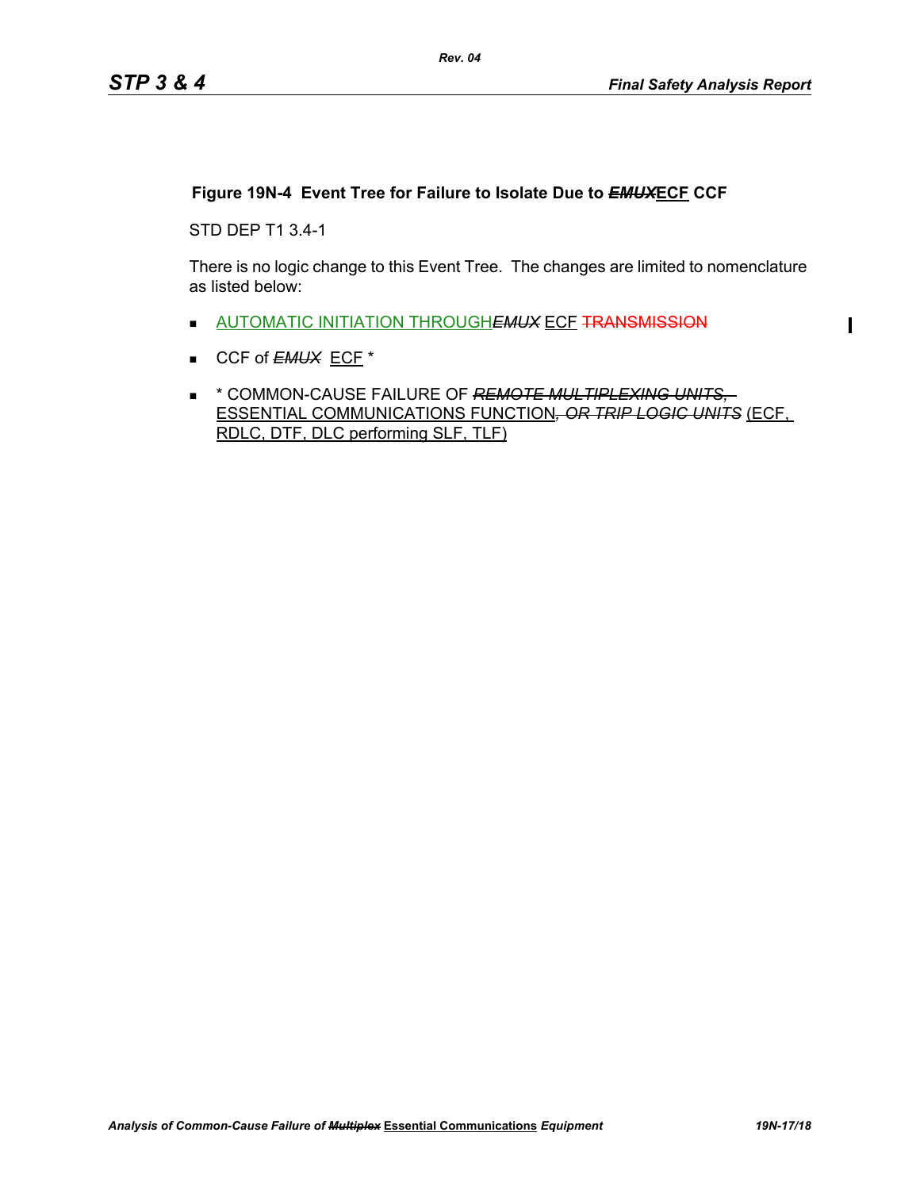**Figure 19N-4 Event Tree for Failure to Isolate Due to ~~*EMUX*~~ECF CCF**

STD DEP T1 3.4-1

There is no logic change to this Event Tree. The changes are limited to nomenclature as listed below:

- AUTOMATIC INITIATION THROUGH~~*EMUX*~~ ECF ~~TRANSMISSION~~
- CCF of ~~*EMUX*~~ ECF *
- * COMMON-CAUSE FAILURE OF ~~*REMOTE MULTIPLEXING UNITS,*~~ ESSENTIAL COMMUNICATIONS FUNCTION~~*, OR TRIP LOGIC UNITS*~~ (ECF, RDLC, DTF, DLC performing SLF, TLF)